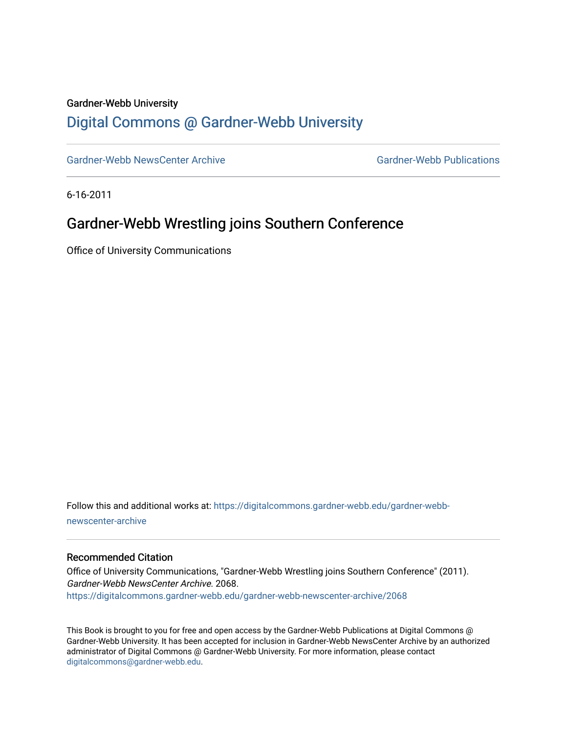Gardner-Webb University

# Digital Commons @ Gardner-Webb University

Gardner-Webb NewsCenter Archive | Gardner-Webb Publications

6-16-2011

## Gardner-Webb Wrestling joins Southern Conference

Office of University Communications

Follow this and additional works at: https://digitalcommons.gardner-webb.edu/gardner-webb-newscenter-archive

### Recommended Citation

Office of University Communications, "Gardner-Webb Wrestling joins Southern Conference" (2011). *Gardner-Webb NewsCenter Archive*. 2068.
https://digitalcommons.gardner-webb.edu/gardner-webb-newscenter-archive/2068

This Book is brought to you for free and open access by the Gardner-Webb Publications at Digital Commons @ Gardner-Webb University. It has been accepted for inclusion in Gardner-Webb NewsCenter Archive by an authorized administrator of Digital Commons @ Gardner-Webb University. For more information, please contact digitalcommons@gardner-webb.edu.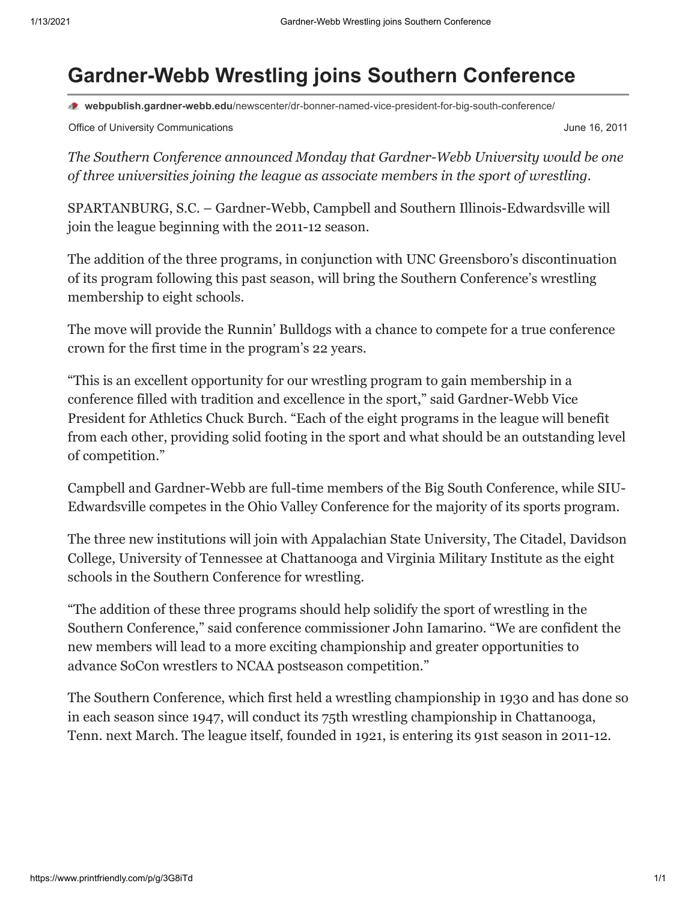# Gardner-Webb Wrestling joins Southern Conference

**webpublish.gardner-webb.edu**/newscenter/dr-bonner-named-vice-president-for-big-south-conference/

Office of University Communications June 16, 2011

*The Southern Conference announced Monday that Gardner-Webb University would be one of three universities joining the league as associate members in the sport of wrestling.*

SPARTANBURG, S.C. – Gardner-Webb, Campbell and Southern Illinois-Edwardsville will join the league beginning with the 2011-12 season.

The addition of the three programs, in conjunction with UNC Greensboro's discontinuation of its program following this past season, will bring the Southern Conference's wrestling membership to eight schools.

The move will provide the Runnin' Bulldogs with a chance to compete for a true conference crown for the first time in the program's 22 years.

"This is an excellent opportunity for our wrestling program to gain membership in a conference filled with tradition and excellence in the sport," said Gardner-Webb Vice President for Athletics Chuck Burch. "Each of the eight programs in the league will benefit from each other, providing solid footing in the sport and what should be an outstanding level of competition."

Campbell and Gardner-Webb are full-time members of the Big South Conference, while SIU-Edwardsville competes in the Ohio Valley Conference for the majority of its sports program.

The three new institutions will join with Appalachian State University, The Citadel, Davidson College, University of Tennessee at Chattanooga and Virginia Military Institute as the eight schools in the Southern Conference for wrestling.

"The addition of these three programs should help solidify the sport of wrestling in the Southern Conference," said conference commissioner John Iamarino. "We are confident the new members will lead to a more exciting championship and greater opportunities to advance SoCon wrestlers to NCAA postseason competition."

The Southern Conference, which first held a wrestling championship in 1930 and has done so in each season since 1947, will conduct its 75th wrestling championship in Chattanooga, Tenn. next March. The league itself, founded in 1921, is entering its 91st season in 2011-12.